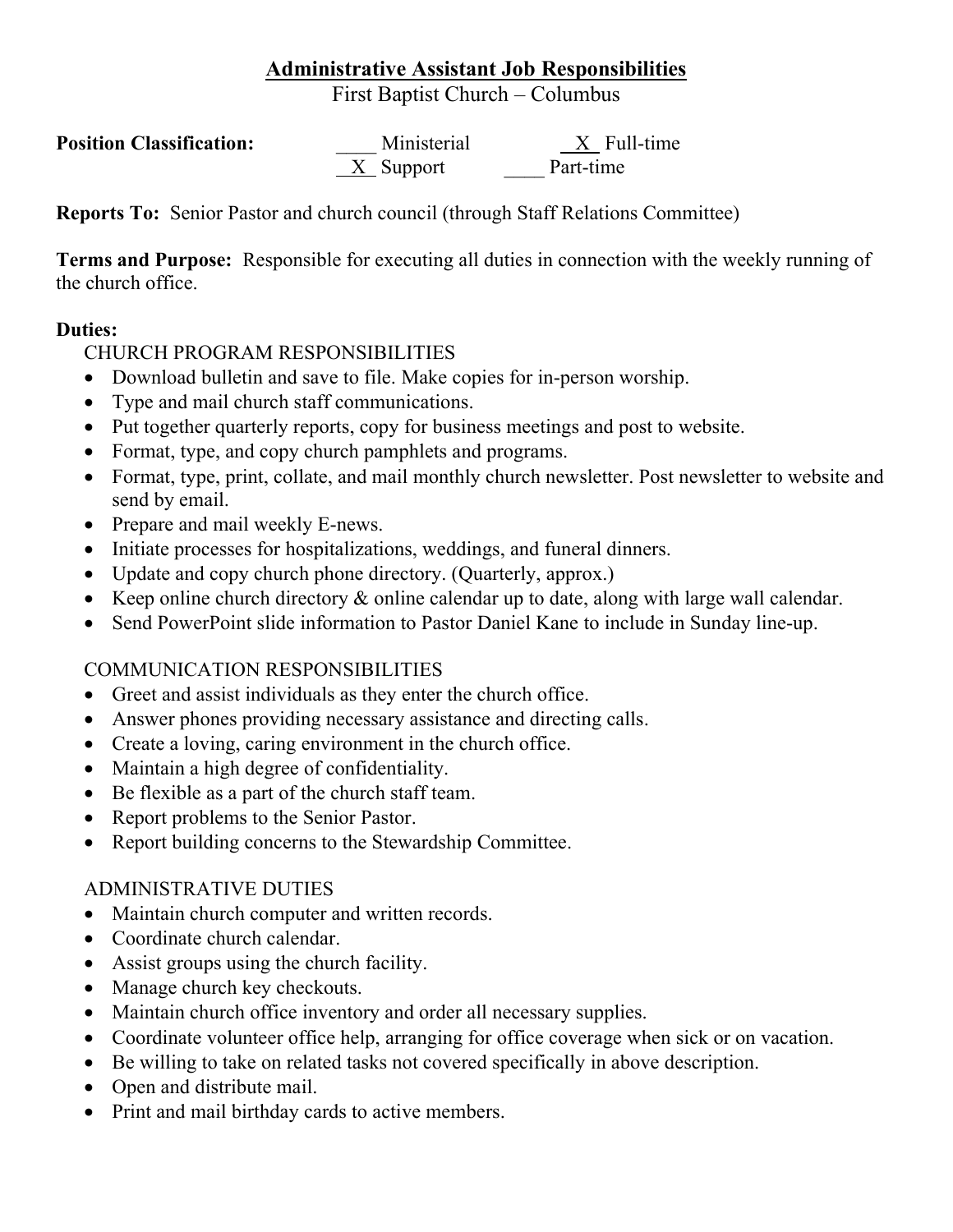# Administrative Assistant Job Responsibilities

First Baptist Church – Columbus

**Position Classification:** ____ Ministerial __X__ Full-time
__X__ Support ____ Part-time

**Reports To:** Senior Pastor and church council (through Staff Relations Committee)

**Terms and Purpose:** Responsible for executing all duties in connection with the weekly running of the church office.

**Duties:**

CHURCH PROGRAM RESPONSIBILITIES

- Download bulletin and save to file. Make copies for in-person worship.
- Type and mail church staff communications.
- Put together quarterly reports, copy for business meetings and post to website.
- Format, type, and copy church pamphlets and programs.
- Format, type, print, collate, and mail monthly church newsletter. Post newsletter to website and send by email.
- Prepare and mail weekly E-news.
- Initiate processes for hospitalizations, weddings, and funeral dinners.
- Update and copy church phone directory. (Quarterly, approx.)
- Keep online church directory & online calendar up to date, along with large wall calendar.
- Send PowerPoint slide information to Pastor Daniel Kane to include in Sunday line-up.

COMMUNICATION RESPONSIBILITIES

- Greet and assist individuals as they enter the church office.
- Answer phones providing necessary assistance and directing calls.
- Create a loving, caring environment in the church office.
- Maintain a high degree of confidentiality.
- Be flexible as a part of the church staff team.
- Report problems to the Senior Pastor.
- Report building concerns to the Stewardship Committee.

ADMINISTRATIVE DUTIES

- Maintain church computer and written records.
- Coordinate church calendar.
- Assist groups using the church facility.
- Manage church key checkouts.
- Maintain church office inventory and order all necessary supplies.
- Coordinate volunteer office help, arranging for office coverage when sick or on vacation.
- Be willing to take on related tasks not covered specifically in above description.
- Open and distribute mail.
- Print and mail birthday cards to active members.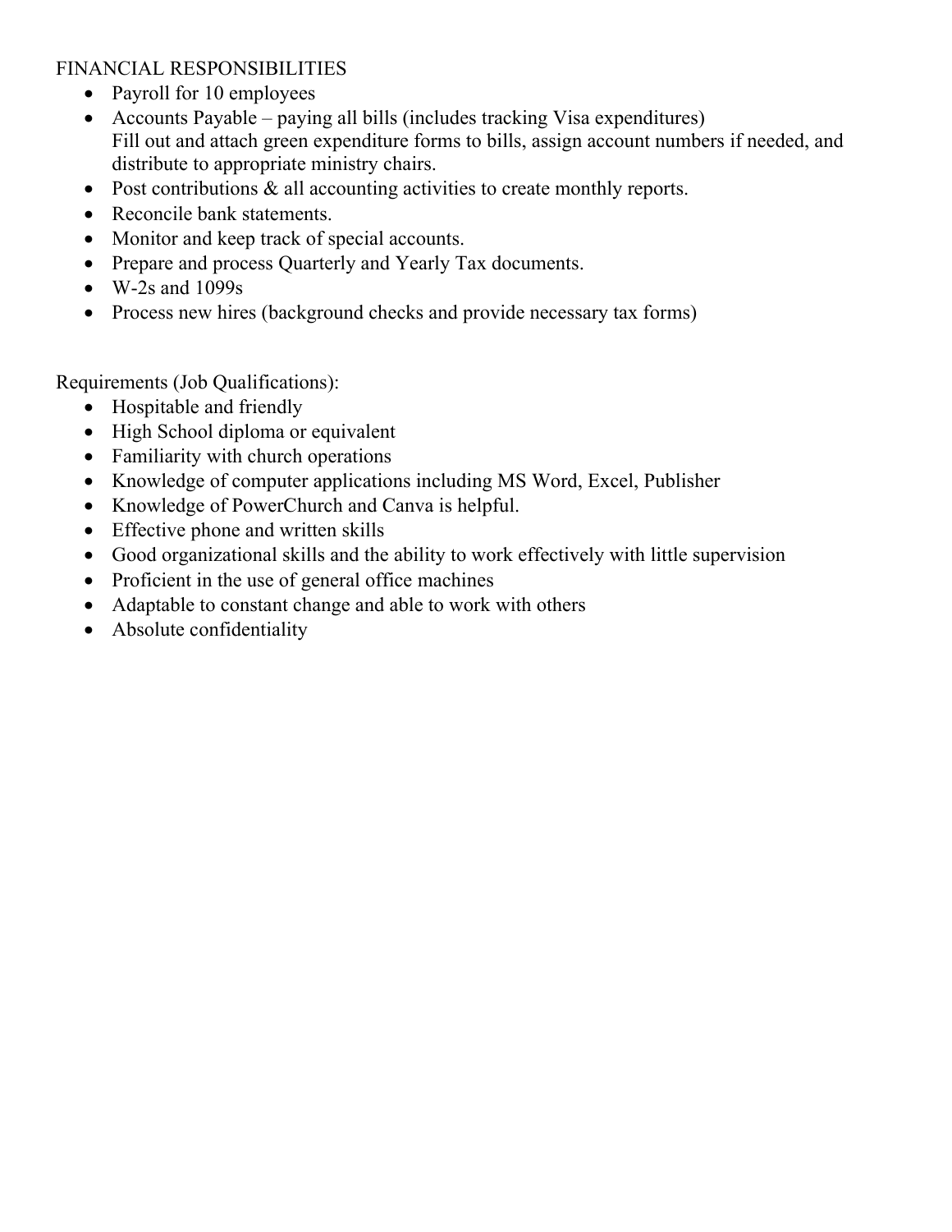FINANCIAL RESPONSIBILITIES

- Payroll for 10 employees
- Accounts Payable – paying all bills (includes tracking Visa expenditures)
  Fill out and attach green expenditure forms to bills, assign account numbers if needed, and distribute to appropriate ministry chairs.
- Post contributions & all accounting activities to create monthly reports.
- Reconcile bank statements.
- Monitor and keep track of special accounts.
- Prepare and process Quarterly and Yearly Tax documents.
- W-2s and 1099s
- Process new hires (background checks and provide necessary tax forms)

Requirements (Job Qualifications):

- Hospitable and friendly
- High School diploma or equivalent
- Familiarity with church operations
- Knowledge of computer applications including MS Word, Excel, Publisher
- Knowledge of PowerChurch and Canva is helpful.
- Effective phone and written skills
- Good organizational skills and the ability to work effectively with little supervision
- Proficient in the use of general office machines
- Adaptable to constant change and able to work with others
- Absolute confidentiality